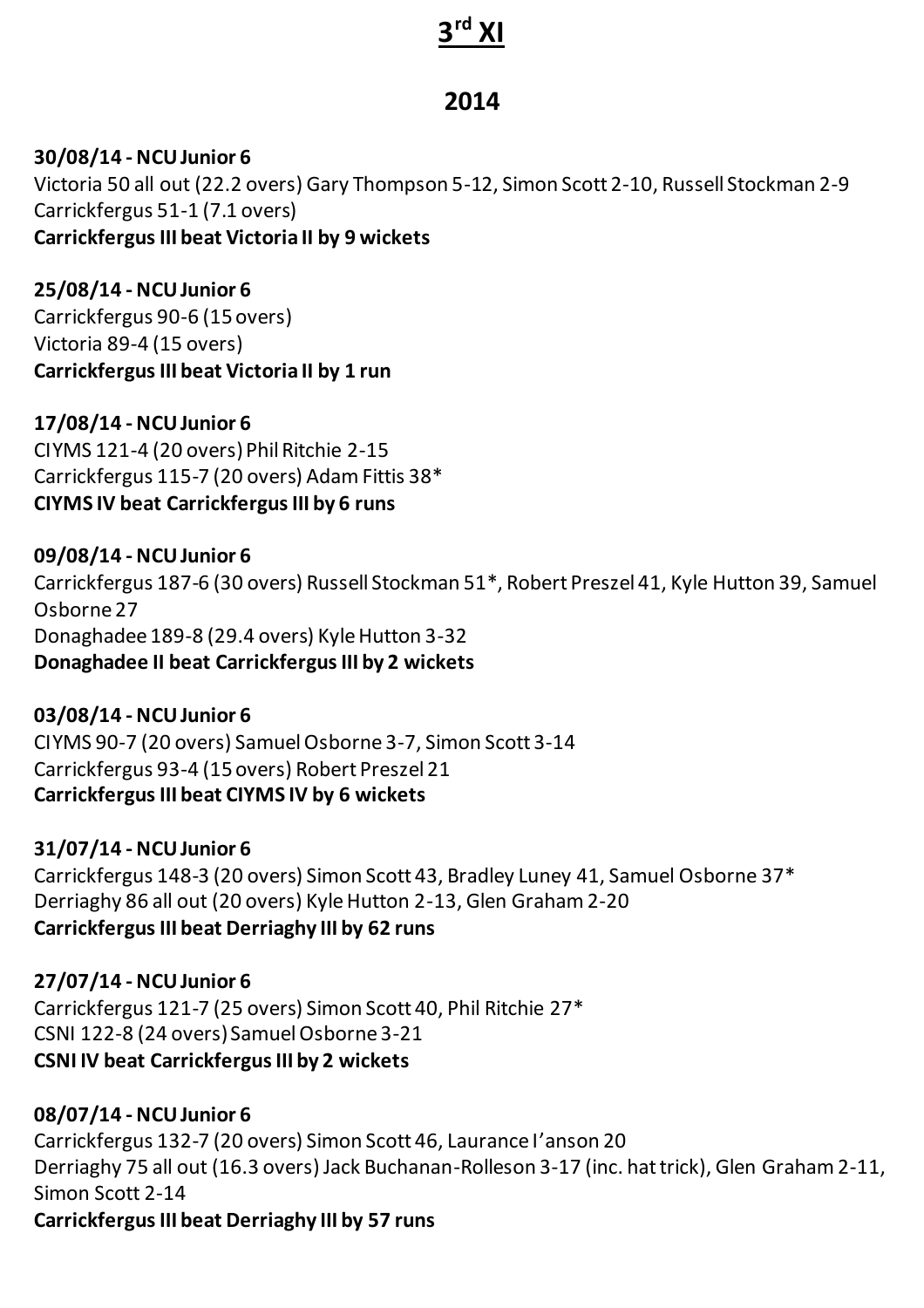# 3rd XI

## 2014

**30/08/14 - NCU Junior 6**
Victoria 50 all out (22.2 overs) Gary Thompson 5-12, Simon Scott 2-10, Russell Stockman 2-9
Carrickfergus 51-1 (7.1 overs)
**Carrickfergus III beat Victoria II by 9 wickets**

**25/08/14 - NCU Junior 6**
Carrickfergus 90-6 (15 overs)
Victoria 89-4 (15 overs)
**Carrickfergus III beat Victoria II by 1 run**

**17/08/14 - NCU Junior 6**
CIYMS 121-4 (20 overs) Phil Ritchie 2-15
Carrickfergus 115-7 (20 overs) Adam Fittis 38*
**CIYMS IV beat Carrickfergus III by 6 runs**

**09/08/14 - NCU Junior 6**
Carrickfergus 187-6 (30 overs) Russell Stockman 51*, Robert Preszel 41, Kyle Hutton 39, Samuel Osborne 27
Donaghadee 189-8 (29.4 overs) Kyle Hutton 3-32
**Donaghadee II beat Carrickfergus III by 2 wickets**

**03/08/14 - NCU Junior 6**
CIYMS 90-7 (20 overs) Samuel Osborne 3-7, Simon Scott 3-14
Carrickfergus 93-4 (15 overs) Robert Preszel 21
**Carrickfergus III beat CIYMS IV by 6 wickets**

**31/07/14 - NCU Junior 6**
Carrickfergus 148-3 (20 overs) Simon Scott 43, Bradley Luney 41, Samuel Osborne 37*
Derriaghy 86 all out (20 overs) Kyle Hutton 2-13, Glen Graham 2-20
**Carrickfergus III beat Derriaghy III by 62 runs**

**27/07/14 - NCU Junior 6**
Carrickfergus 121-7 (25 overs) Simon Scott 40, Phil Ritchie 27*
CSNI 122-8 (24 overs) Samuel Osborne 3-21
**CSNI IV beat Carrickfergus III by 2 wickets**

**08/07/14 - NCU Junior 6**
Carrickfergus 132-7 (20 overs) Simon Scott 46, Laurance I'anson 20
Derriaghy 75 all out (16.3 overs) Jack Buchanan-Rolleson 3-17 (inc. hat trick), Glen Graham 2-11, Simon Scott 2-14
**Carrickfergus III beat Derriaghy III by 57 runs**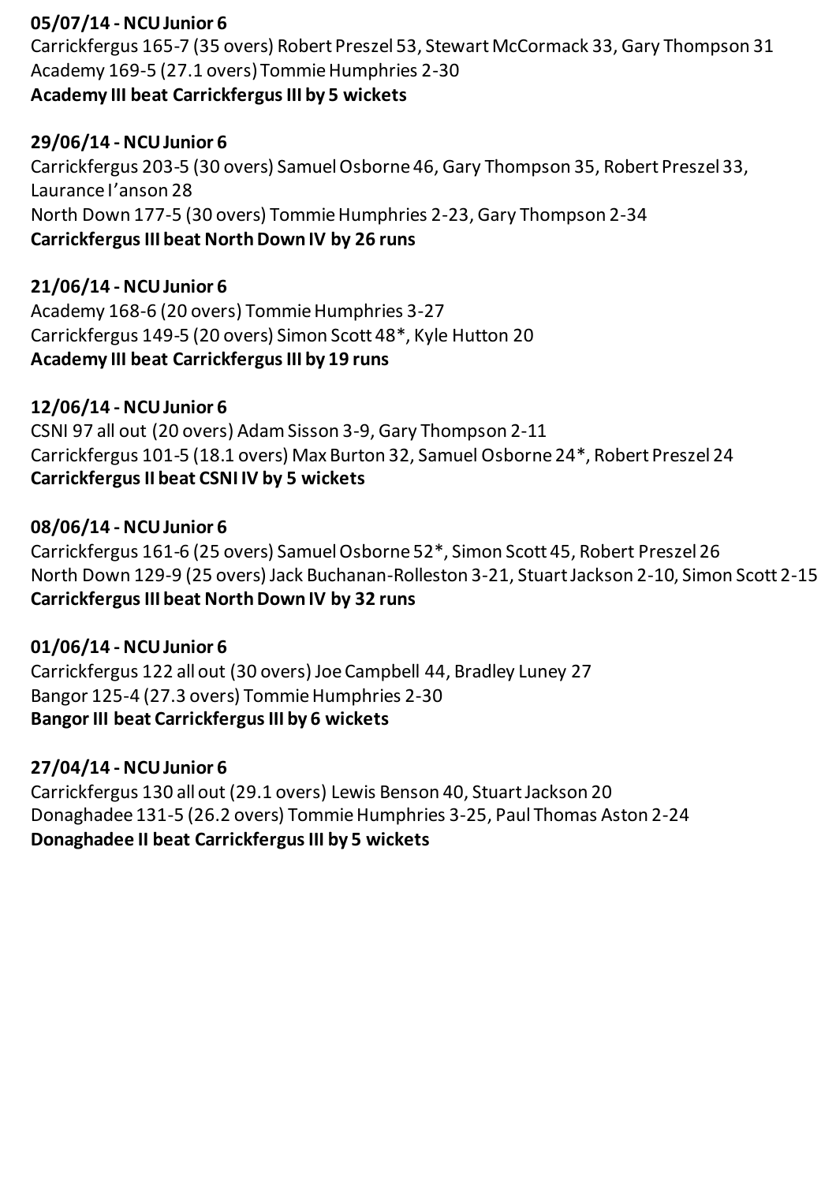**05/07/14 - NCU Junior 6**

Carrickfergus 165-7 (35 overs) Robert Preszel 53, Stewart McCormack 33, Gary Thompson 31
Academy 169-5 (27.1 overs) Tommie Humphries 2-30
**Academy III beat Carrickfergus III by 5 wickets**

**29/06/14 - NCU Junior 6**

Carrickfergus 203-5 (30 overs) Samuel Osborne 46, Gary Thompson 35, Robert Preszel 33, Laurance I'anson 28
North Down 177-5 (30 overs) Tommie Humphries 2-23, Gary Thompson 2-34
**Carrickfergus III beat North Down IV by 26 runs**

**21/06/14 - NCU Junior 6**

Academy 168-6 (20 overs) Tommie Humphries 3-27
Carrickfergus 149-5 (20 overs) Simon Scott 48*, Kyle Hutton 20
**Academy III beat Carrickfergus III by 19 runs**

**12/06/14 - NCU Junior 6**

CSNI 97 all out (20 overs) Adam Sisson 3-9, Gary Thompson 2-11
Carrickfergus 101-5 (18.1 overs) Max Burton 32, Samuel Osborne 24*, Robert Preszel 24
**Carrickfergus II beat CSNI IV by 5 wickets**

**08/06/14 - NCU Junior 6**

Carrickfergus 161-6 (25 overs) Samuel Osborne 52*, Simon Scott 45, Robert Preszel 26
North Down 129-9 (25 overs) Jack Buchanan-Rolleston 3-21, Stuart Jackson 2-10, Simon Scott 2-15
**Carrickfergus III beat North Down IV by 32 runs**

**01/06/14 - NCU Junior 6**

Carrickfergus 122 all out (30 overs) Joe Campbell 44, Bradley Luney 27
Bangor 125-4 (27.3 overs) Tommie Humphries 2-30
**Bangor III beat Carrickfergus III by 6 wickets**

**27/04/14 - NCU Junior 6**

Carrickfergus 130 all out (29.1 overs) Lewis Benson 40, Stuart Jackson 20
Donaghadee 131-5 (26.2 overs) Tommie Humphries 3-25, Paul Thomas Aston 2-24
**Donaghadee II beat Carrickfergus III by 5 wickets**